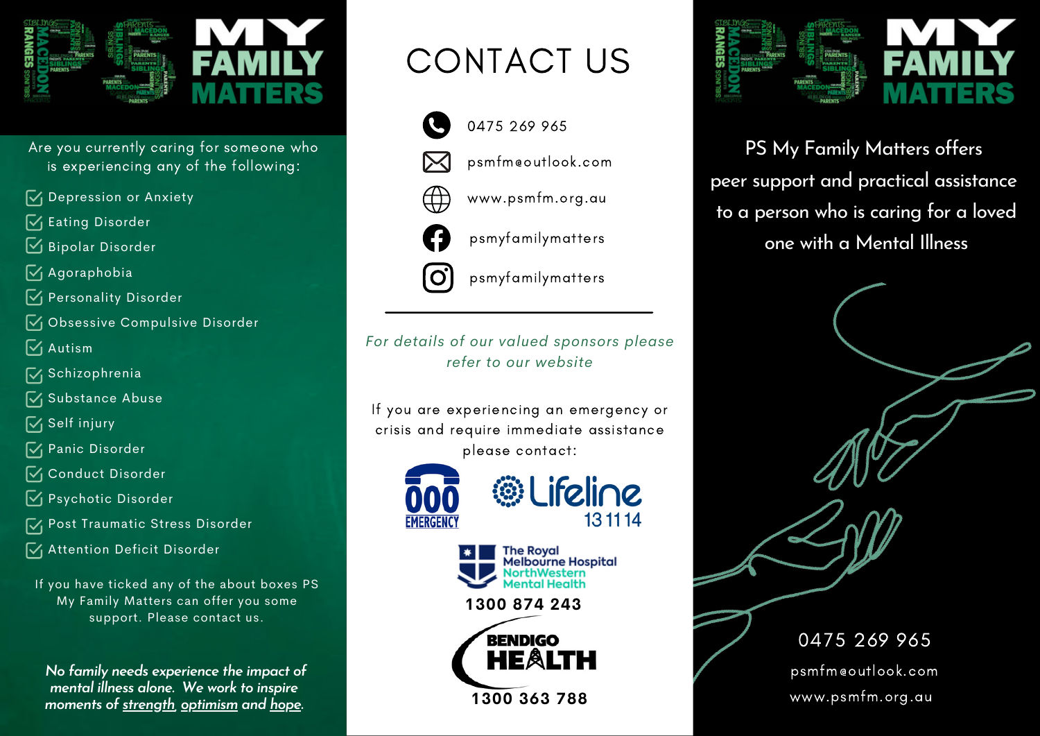# PS MY FAMILY MATTERS

Are you currently caring for someone who is experiencing any of the following:

- Depression or Anxiety
- Eating Disorder
- Bipolar Disorder
- Agoraphobia
- Personality Disorder
- Obsessive Compulsive Disorder
- Autism
- Schizophrenia
- Substance Abuse
- Self injury
- Panic Disorder
- Conduct Disorder
- Psychotic Disorder
- Post Traumatic Stress Disorder
- Attention Deficit Disorder

If you have ticked any of the about boxes PS My Family Matters can offer you some support. Please contact us.

*No family needs experience the impact of mental illness alone. We work to inspire moments of strength, optimism and hope.*

# CONTACT US

- 0475 269 965
- psmfm@outlook.com
- www.psmfm.org.au
- psmyfamilymatters
- psmyfamilymatters

---

*For details of our valued sponsors please refer to our website*

If you are experiencing an emergency or crisis and require immediate assistance please contact:

000 EMERGENCY

Lifeline 13 11 14

The Royal Melbourne Hospital NorthWestern Mental Health
1300 874 243

BENDIGO HEALTH
1300 363 788

# PS MY FAMILY MATTERS

PS My Family Matters offers peer support and practical assistance to a person who is caring for a loved one with a Mental Illness

0475 269 965

psmfm@outlook.com

www.psmfm.org.au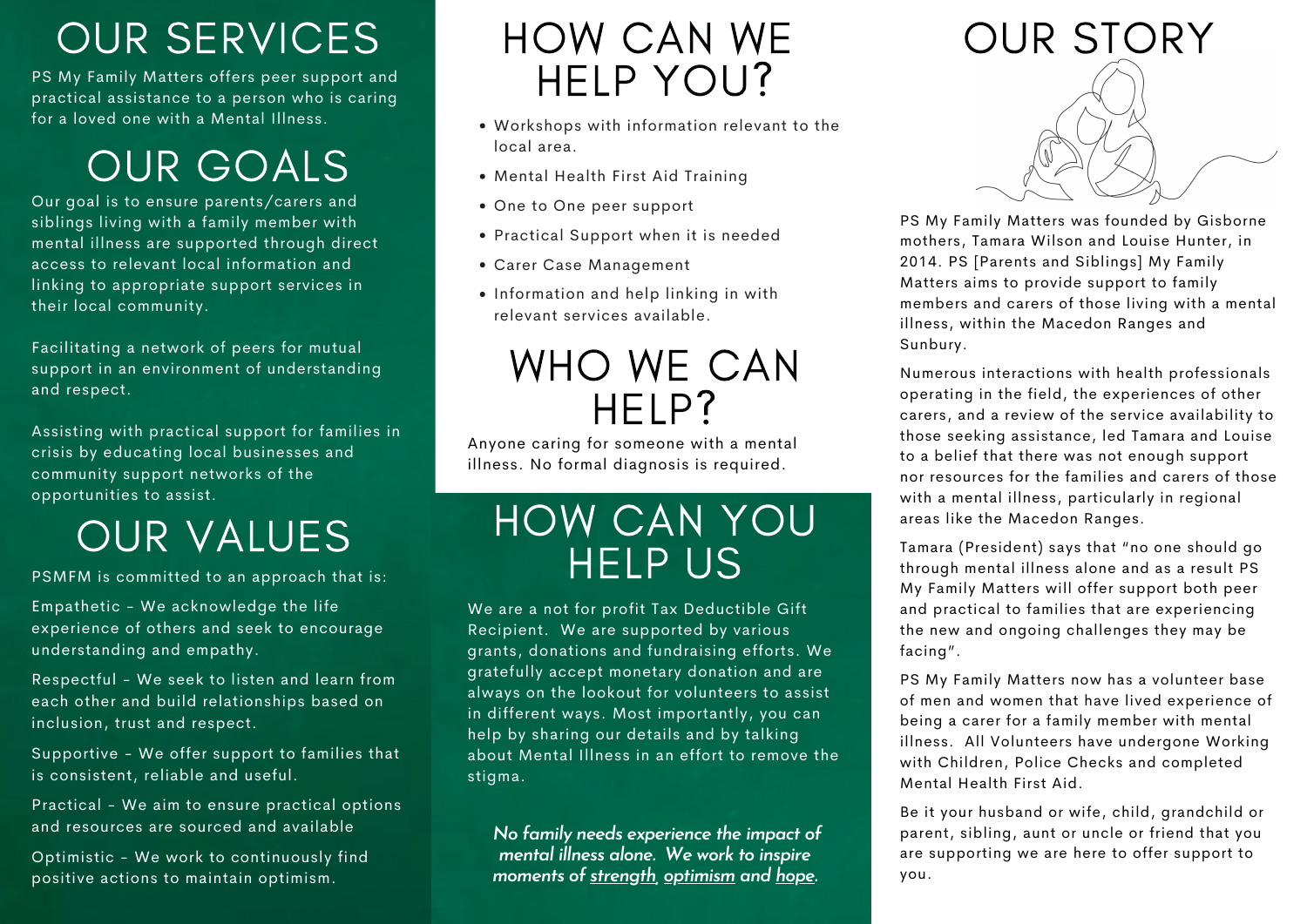# OUR SERVICES

PS My Family Matters offers peer support and practical assistance to a person who is caring for a loved one with a Mental Illness.

# OUR GOALS

Our goal is to ensure parents/carers and siblings living with a family member with mental illness are supported through direct access to relevant local information and linking to appropriate support services in their local community.

Facilitating a network of peers for mutual support in an environment of understanding and respect.

Assisting with practical support for families in crisis by educating local businesses and community support networks of the opportunities to assist.

# OUR VALUES

PSMFM is committed to an approach that is:

Empathetic - We acknowledge the life experience of others and seek to encourage understanding and empathy.

Respectful - We seek to listen and learn from each other and build relationships based on inclusion, trust and respect.

Supportive - We offer support to families that is consistent, reliable and useful.

Practical - We aim to ensure practical options and resources are sourced and available

Optimistic - We work to continuously find positive actions to maintain optimism.

# HOW CAN WE HELP YOU?

- Workshops with information relevant to the local area.
- Mental Health First Aid Training
- One to One peer support
- Practical Support when it is needed
- Carer Case Management
- Information and help linking in with relevant services available.

# WHO WE CAN HELP?

Anyone caring for someone with a mental illness. No formal diagnosis is required.

# HOW CAN YOU HELP US

We are a not for profit Tax Deductible Gift Recipient. We are supported by various grants, donations and fundraising efforts. We gratefully accept monetary donation and are always on the lookout for volunteers to assist in different ways. Most importantly, you can help by sharing our details and by talking about Mental Illness in an effort to remove the stigma.

***No family needs experience the impact of mental illness alone. We work to inspire moments of strength, optimism and hope.***

# OUR STORY

PS My Family Matters was founded by Gisborne mothers, Tamara Wilson and Louise Hunter, in 2014. PS [Parents and Siblings] My Family Matters aims to provide support to family members and carers of those living with a mental illness, within the Macedon Ranges and Sunbury.

Numerous interactions with health professionals operating in the field, the experiences of other carers, and a review of the service availability to those seeking assistance, led Tamara and Louise to a belief that there was not enough support nor resources for the families and carers of those with a mental illness, particularly in regional areas like the Macedon Ranges.

Tamara (President) says that "no one should go through mental illness alone and as a result PS My Family Matters will offer support both peer and practical to families that are experiencing the new and ongoing challenges they may be facing".

PS My Family Matters now has a volunteer base of men and women that have lived experience of being a carer for a family member with mental illness. All Volunteers have undergone Working with Children, Police Checks and completed Mental Health First Aid.

Be it your husband or wife, child, grandchild or parent, sibling, aunt or uncle or friend that you are supporting we are here to offer support to you.